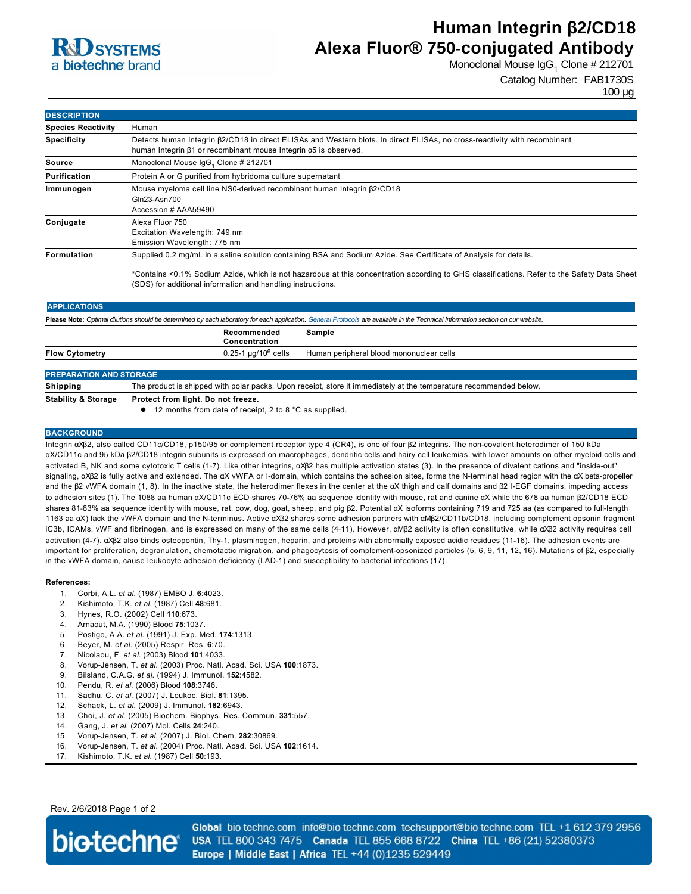# Human Integrin β2/CD18 Alexa Fluor® 750-conjugated Antibody

Monoclonal Mouse $IgG_1$ Clone # 212701

Catalog Number: FAB1730S

100 µg

## DESCRIPTION

| | |
|---|---|
| **Species Reactivity** | Human |
| **Specificity** | Detects human Integrin β2/CD18 in direct ELISAs and Western blots. In direct ELISAs, no cross-reactivity with recombinant human Integrin β1 or recombinant mouse Integrin α5 is observed. |
| **Source** | Monoclonal Mouse $IgG_1$ Clone # 212701 |
| **Purification** | Protein A or G purified from hybridoma culture supernatant |
| **Immunogen** | Mouse myeloma cell line NS0-derived recombinant human Integrin β2/CD18<br>Gln23-Asn700<br>Accession # AAA59490 |
| **Conjugate** | Alexa Fluor 750<br>Excitation Wavelength: 749 nm<br>Emission Wavelength: 775 nm |
| **Formulation** | Supplied 0.2 mg/mL in a saline solution containing BSA and Sodium Azide. See Certificate of Analysis for details.<br><br>*Contains <0.1% Sodium Azide, which is not hazardous at this concentration according to GHS classifications. Refer to the Safety Data Sheet (SDS) for additional information and handling instructions. |

## APPLICATIONS

**Please Note:** *Optimal dilutions should be determined by each laboratory for each application. General Protocols are available in the Technical Information section on our website.*

| | Recommended Concentration | Sample |
|---|---|---|
| **Flow Cytometry** | 0.25-1 µg/$10^6$ cells | Human peripheral blood mononuclear cells |

## PREPARATION AND STORAGE

| | |
|---|---|
| **Shipping** | The product is shipped with polar packs. Upon receipt, store it immediately at the temperature recommended below. |
| **Stability & Storage** | **Protect from light. Do not freeze.**<br>● 12 months from date of receipt, 2 to 8 °C as supplied. |

## BACKGROUND

Integrin αXβ2, also called CD11c/CD18, p150/95 or complement receptor type 4 (CR4), is one of four β2 integrins. The non-covalent heterodimer of 150 kDa αX/CD11c and 95 kDa β2/CD18 integrin subunits is expressed on macrophages, dendritic cells and hairy cell leukemias, with lower amounts on other myeloid cells and activated B, NK and some cytotoxic T cells (1-7). Like other integrins, αXβ2 has multiple activation states (3). In the presence of divalent cations and "inside-out" signaling, αXβ2 is fully active and extended. The αX vWFA or I-domain, which contains the adhesion sites, forms the N-terminal head region with the αX beta-propeller and the β2 vWFA domain (1, 8). In the inactive state, the heterodimer flexes in the center at the αX thigh and calf domains and β2 I-EGF domains, impeding access to adhesion sites (1). The 1088 aa human αX/CD11c ECD shares 70-76% aa sequence identity with mouse, rat and canine αX while the 678 aa human β2/CD18 ECD shares 81-83% aa sequence identity with mouse, rat, cow, dog, goat, sheep, and pig β2. Potential αX isoforms containing 719 and 725 aa (as compared to full-length 1163 aa αX) lack the vWFA domain and the N-terminus. Active αXβ2 shares some adhesion partners with αMβ2/CD11b/CD18, including complement opsonin fragment iC3b, ICAMs, vWF and fibrinogen, and is expressed on many of the same cells (4-11). However, αMβ2 activity is often constitutive, while αXβ2 activity requires cell activation (4-7). αXβ2 also binds osteopontin, Thy-1, plasminogen, heparin, and proteins with abnormally exposed acidic residues (11-16). The adhesion events are important for proliferation, degranulation, chemotactic migration, and phagocytosis of complement-opsonized particles (5, 6, 9, 11, 12, 16). Mutations of β2, especially in the vWFA domain, cause leukocyte adhesion deficiency (LAD-1) and susceptibility to bacterial infections (17).

**References:**

1. Corbi, A.L. *et al.* (1987) EMBO J. **6**:4023.
2. Kishimoto, T.K. *et al.* (1987) Cell **48**:681.
3. Hynes, R.O. (2002) Cell **110**:673.
4. Arnaout, M.A. (1990) Blood **75**:1037.
5. Postigo, A.A. *et al.* (1991) J. Exp. Med. **174**:1313.
6. Beyer, M. *et al.* (2005) Respir. Res. **6**:70.
7. Nicolaou, F. *et al.* (2003) Blood **101**:4033.
8. Vorup-Jensen, T. *et al.* (2003) Proc. Natl. Acad. Sci. USA **100**:1873.
9. Bilsland, C.A.G. *et al.* (1994) J. Immunol. **152**:4582.
10. Pendu, R. *et al.* (2006) Blood **108**:3746.
11. Sadhu, C. *et al.* (2007) J. Leukoc. Biol. **81**:1395.
12. Schack, L. *et al.* (2009) J. Immunol. **182**:6943.
13. Choi, J. *et al.* (2005) Biochem. Biophys. Res. Commun. **331**:557.
14. Gang, J. *et al.* (2007) Mol. Cells **24**:240.
15. Vorup-Jensen, T. *et al.* (2007) J. Biol. Chem. **282**:30869.
16. Vorup-Jensen, T. *et al.* (2004) Proc. Natl. Acad. Sci. USA **102**:1614.
17. Kishimoto, T.K. *et al.* (1987) Cell **50**:193.

Rev. 2/6/2018

**Global** bio-techne.com info@bio-techne.com techsupport@bio-techne.com TEL +1 612 379 2956
**USA** TEL 800 343 7475 **Canada** TEL 855 668 8722 **China** TEL +86 (21) 52380373
**Europe | Middle East | Africa** TEL +44 (0)1235 529449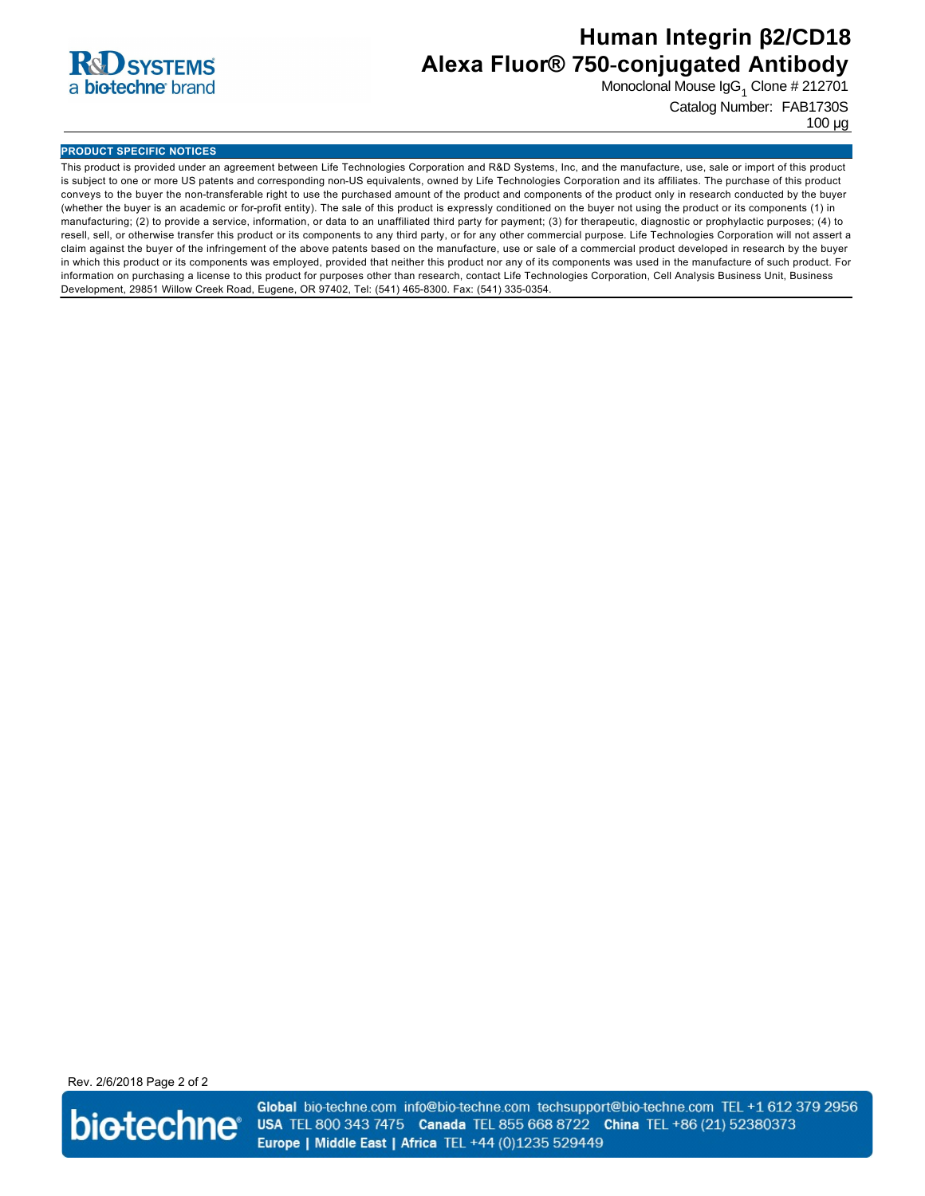# Human Integrin β2/CD18 Alexa Fluor® 750-conjugated Antibody

Monoclonal Mouse $IgG_1$ Clone # 212701

Catalog Number: FAB1730S

100 µg

## PRODUCT SPECIFIC NOTICES

This product is provided under an agreement between Life Technologies Corporation and R&D Systems, Inc, and the manufacture, use, sale or import of this product is subject to one or more US patents and corresponding non-US equivalents, owned by Life Technologies Corporation and its affiliates. The purchase of this product conveys to the buyer the non-transferable right to use the purchased amount of the product and components of the product only in research conducted by the buyer (whether the buyer is an academic or for-profit entity). The sale of this product is expressly conditioned on the buyer not using the product or its components (1) in manufacturing; (2) to provide a service, information, or data to an unaffiliated third party for payment; (3) for therapeutic, diagnostic or prophylactic purposes; (4) to resell, sell, or otherwise transfer this product or its components to any third party, or for any other commercial purpose. Life Technologies Corporation will not assert a claim against the buyer of the infringement of the above patents based on the manufacture, use or sale of a commercial product developed in research by the buyer in which this product or its components was employed, provided that neither this product nor any of its components was used in the manufacture of such product. For information on purchasing a license to this product for purposes other than research, contact Life Technologies Corporation, Cell Analysis Business Unit, Business Development, 29851 Willow Creek Road, Eugene, OR 97402, Tel: (541) 465-8300. Fax: (541) 335-0354.

Rev. 2/6/2018

**Global** bio-techne.com info@bio-techne.com techsupport@bio-techne.com TEL +1 612 379 2956
**USA** TEL 800 343 7475 **Canada** TEL 855 668 8722 **China** TEL +86 (21) 52380373
**Europe | Middle East | Africa** TEL +44 (0)1235 529449